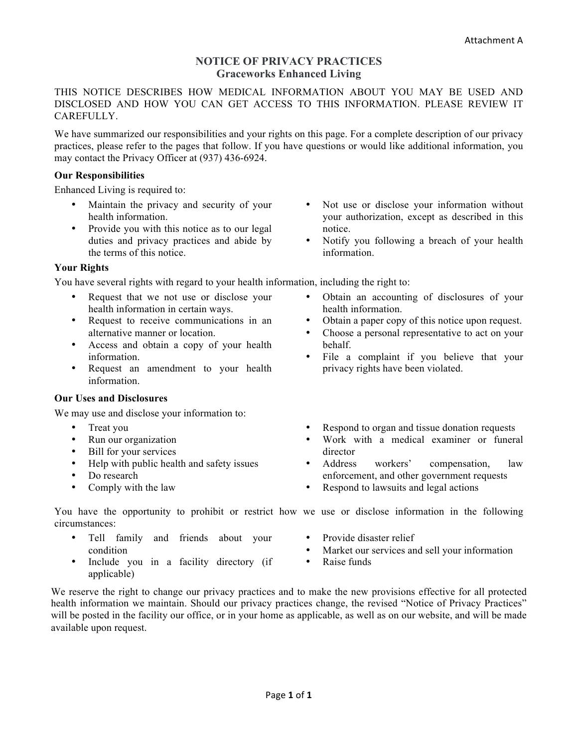Attachment A

# NOTICE OF PRIVACY PRACTICES
## Graceworks Enhanced Living

THIS NOTICE DESCRIBES HOW MEDICAL INFORMATION ABOUT YOU MAY BE USED AND DISCLOSED AND HOW YOU CAN GET ACCESS TO THIS INFORMATION. PLEASE REVIEW IT CAREFULLY.

We have summarized our responsibilities and your rights on this page. For a complete description of our privacy practices, please refer to the pages that follow. If you have questions or would like additional information, you may contact the Privacy Officer at (937) 436-6924.

**Our Responsibilities**

Enhanced Living is required to:

- Maintain the privacy and security of your health information.
- Provide you with this notice as to our legal duties and privacy practices and abide by the terms of this notice.
- Not use or disclose your information without your authorization, except as described in this notice.
- Notify you following a breach of your health information.

**Your Rights**

You have several rights with regard to your health information, including the right to:

- Request that we not use or disclose your health information in certain ways.
- Request to receive communications in an alternative manner or location.
- Access and obtain a copy of your health information.
- Request an amendment to your health information.
- Obtain an accounting of disclosures of your health information.
- Obtain a paper copy of this notice upon request.
- Choose a personal representative to act on your behalf.
- File a complaint if you believe that your privacy rights have been violated.

**Our Uses and Disclosures**

We may use and disclose your information to:

- Treat you
- Run our organization
- Bill for your services
- Help with public health and safety issues
- Do research
- Comply with the law
- Respond to organ and tissue donation requests
- Work with a medical examiner or funeral director
- Address workers' compensation, law enforcement, and other government requests
- Respond to lawsuits and legal actions

You have the opportunity to prohibit or restrict how we use or disclose information in the following circumstances:

- Tell family and friends about your condition
- Include you in a facility directory (if applicable)
- Provide disaster relief
- Market our services and sell your information
- Raise funds

We reserve the right to change our privacy practices and to make the new provisions effective for all protected health information we maintain. Should our privacy practices change, the revised "Notice of Privacy Practices" will be posted in the facility our office, or in your home as applicable, as well as on our website, and will be made available upon request.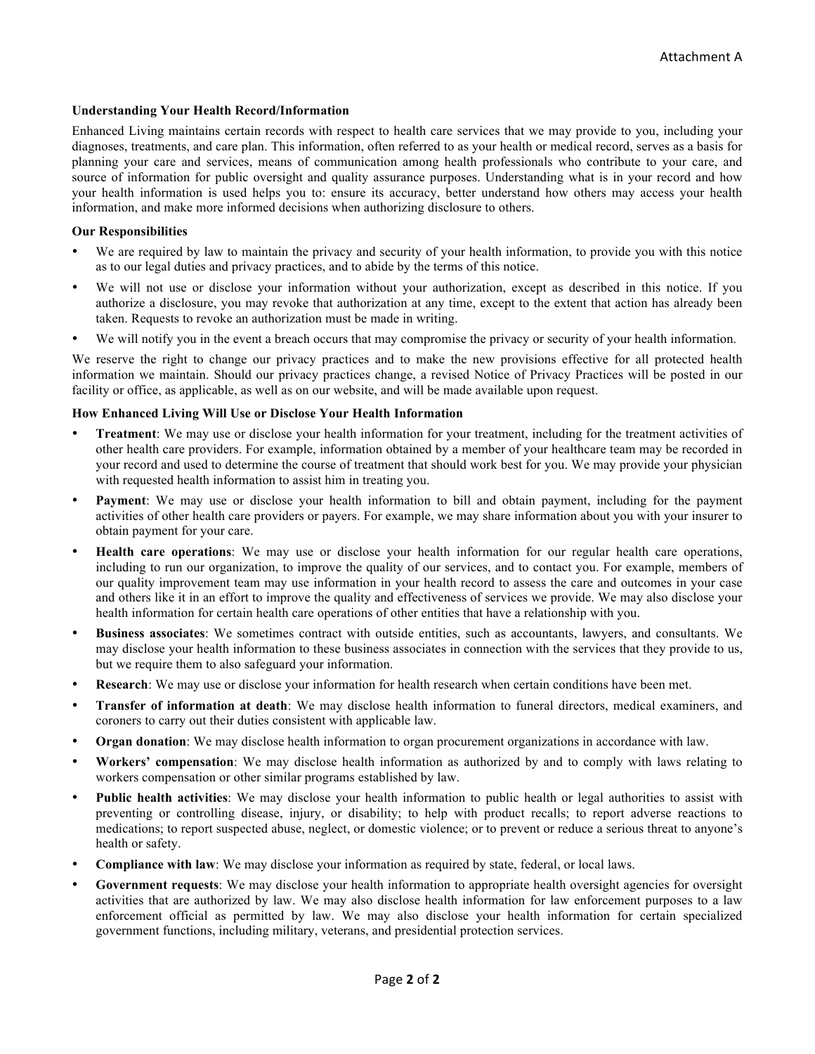Attachment A

**Understanding Your Health Record/Information**

Enhanced Living maintains certain records with respect to health care services that we may provide to you, including your diagnoses, treatments, and care plan. This information, often referred to as your health or medical record, serves as a basis for planning your care and services, means of communication among health professionals who contribute to your care, and source of information for public oversight and quality assurance purposes. Understanding what is in your record and how your health information is used helps you to: ensure its accuracy, better understand how others may access your health information, and make more informed decisions when authorizing disclosure to others.

**Our Responsibilities**

- We are required by law to maintain the privacy and security of your health information, to provide you with this notice as to our legal duties and privacy practices, and to abide by the terms of this notice.
- We will not use or disclose your information without your authorization, except as described in this notice. If you authorize a disclosure, you may revoke that authorization at any time, except to the extent that action has already been taken. Requests to revoke an authorization must be made in writing.
- We will notify you in the event a breach occurs that may compromise the privacy or security of your health information.

We reserve the right to change our privacy practices and to make the new provisions effective for all protected health information we maintain. Should our privacy practices change, a revised Notice of Privacy Practices will be posted in our facility or office, as applicable, as well as on our website, and will be made available upon request.

**How Enhanced Living Will Use or Disclose Your Health Information**

- **Treatment**: We may use or disclose your health information for your treatment, including for the treatment activities of other health care providers. For example, information obtained by a member of your healthcare team may be recorded in your record and used to determine the course of treatment that should work best for you. We may provide your physician with requested health information to assist him in treating you.
- **Payment**: We may use or disclose your health information to bill and obtain payment, including for the payment activities of other health care providers or payers. For example, we may share information about you with your insurer to obtain payment for your care.
- **Health care operations**: We may use or disclose your health information for our regular health care operations, including to run our organization, to improve the quality of our services, and to contact you. For example, members of our quality improvement team may use information in your health record to assess the care and outcomes in your case and others like it in an effort to improve the quality and effectiveness of services we provide. We may also disclose your health information for certain health care operations of other entities that have a relationship with you.
- **Business associates**: We sometimes contract with outside entities, such as accountants, lawyers, and consultants. We may disclose your health information to these business associates in connection with the services that they provide to us, but we require them to also safeguard your information.
- **Research**: We may use or disclose your information for health research when certain conditions have been met.
- **Transfer of information at death**: We may disclose health information to funeral directors, medical examiners, and coroners to carry out their duties consistent with applicable law.
- **Organ donation**: We may disclose health information to organ procurement organizations in accordance with law.
- **Workers' compensation**: We may disclose health information as authorized by and to comply with laws relating to workers compensation or other similar programs established by law.
- **Public health activities**: We may disclose your health information to public health or legal authorities to assist with preventing or controlling disease, injury, or disability; to help with product recalls; to report adverse reactions to medications; to report suspected abuse, neglect, or domestic violence; or to prevent or reduce a serious threat to anyone's health or safety.
- **Compliance with law**: We may disclose your information as required by state, federal, or local laws.
- **Government requests**: We may disclose your health information to appropriate health oversight agencies for oversight activities that are authorized by law. We may also disclose health information for law enforcement purposes to a law enforcement official as permitted by law. We may also disclose your health information for certain specialized government functions, including military, veterans, and presidential protection services.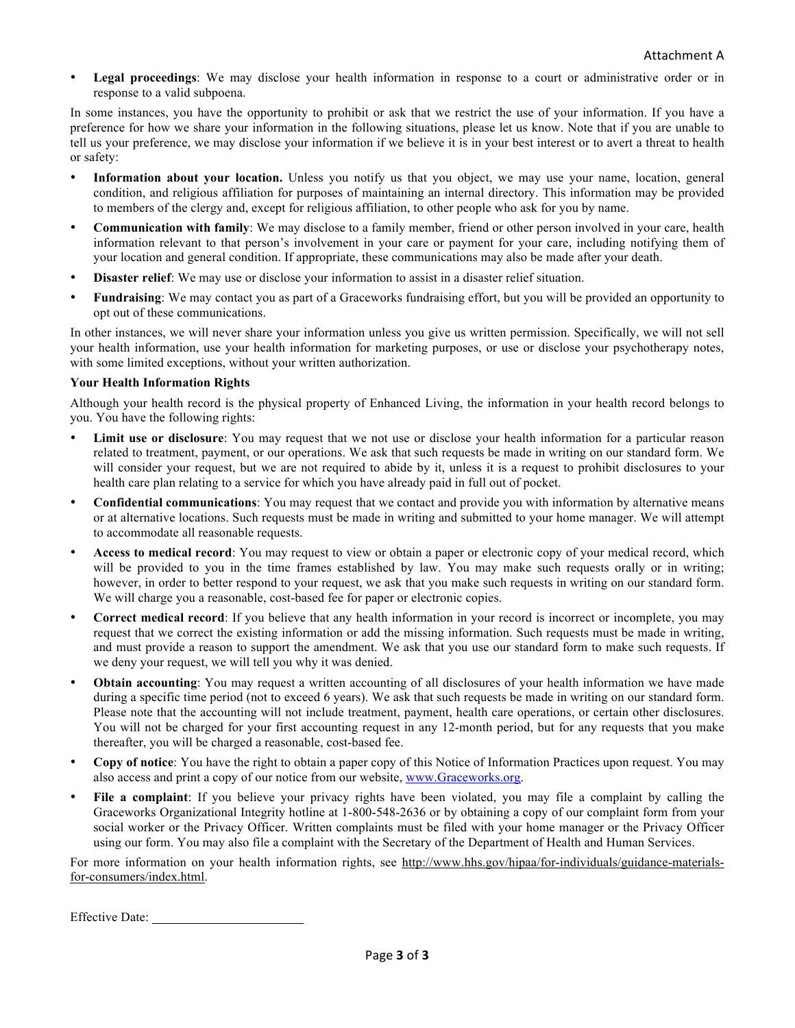- **Legal proceedings**: We may disclose your health information in response to a court or administrative order or in response to a valid subpoena.

In some instances, you have the opportunity to prohibit or ask that we restrict the use of your information. If you have a preference for how we share your information in the following situations, please let us know. Note that if you are unable to tell us your preference, we may disclose your information if we believe it is in your best interest or to avert a threat to health or safety:

- **Information about your location.** Unless you notify us that you object, we may use your name, location, general condition, and religious affiliation for purposes of maintaining an internal directory. This information may be provided to members of the clergy and, except for religious affiliation, to other people who ask for you by name.
- **Communication with family**: We may disclose to a family member, friend or other person involved in your care, health information relevant to that person's involvement in your care or payment for your care, including notifying them of your location and general condition. If appropriate, these communications may also be made after your death.
- **Disaster relief**: We may use or disclose your information to assist in a disaster relief situation.
- **Fundraising**: We may contact you as part of a Graceworks fundraising effort, but you will be provided an opportunity to opt out of these communications.

In other instances, we will never share your information unless you give us written permission. Specifically, we will not sell your health information, use your health information for marketing purposes, or use or disclose your psychotherapy notes, with some limited exceptions, without your written authorization.

**Your Health Information Rights**

Although your health record is the physical property of Enhanced Living, the information in your health record belongs to you. You have the following rights:

- **Limit use or disclosure**: You may request that we not use or disclose your health information for a particular reason related to treatment, payment, or our operations. We ask that such requests be made in writing on our standard form. We will consider your request, but we are not required to abide by it, unless it is a request to prohibit disclosures to your health care plan relating to a service for which you have already paid in full out of pocket.
- **Confidential communications**: You may request that we contact and provide you with information by alternative means or at alternative locations. Such requests must be made in writing and submitted to your home manager. We will attempt to accommodate all reasonable requests.
- **Access to medical record**: You may request to view or obtain a paper or electronic copy of your medical record, which will be provided to you in the time frames established by law. You may make such requests orally or in writing; however, in order to better respond to your request, we ask that you make such requests in writing on our standard form. We will charge you a reasonable, cost-based fee for paper or electronic copies.
- **Correct medical record**: If you believe that any health information in your record is incorrect or incomplete, you may request that we correct the existing information or add the missing information. Such requests must be made in writing, and must provide a reason to support the amendment. We ask that you use our standard form to make such requests. If we deny your request, we will tell you why it was denied.
- **Obtain accounting**: You may request a written accounting of all disclosures of your health information we have made during a specific time period (not to exceed 6 years). We ask that such requests be made in writing on our standard form. Please note that the accounting will not include treatment, payment, health care operations, or certain other disclosures. You will not be charged for your first accounting request in any 12-month period, but for any requests that you make thereafter, you will be charged a reasonable, cost-based fee.
- **Copy of notice**: You have the right to obtain a paper copy of this Notice of Information Practices upon request. You may also access and print a copy of our notice from our website, www.Graceworks.org.
- **File a complaint**: If you believe your privacy rights have been violated, you may file a complaint by calling the Graceworks Organizational Integrity hotline at 1-800-548-2636 or by obtaining a copy of our complaint form from your social worker or the Privacy Officer. Written complaints must be filed with your home manager or the Privacy Officer using our form. You may also file a complaint with the Secretary of the Department of Health and Human Services.

For more information on your health information rights, see http://www.hhs.gov/hipaa/for-individuals/guidance-materials-for-consumers/index.html.

Effective Date: ______________________